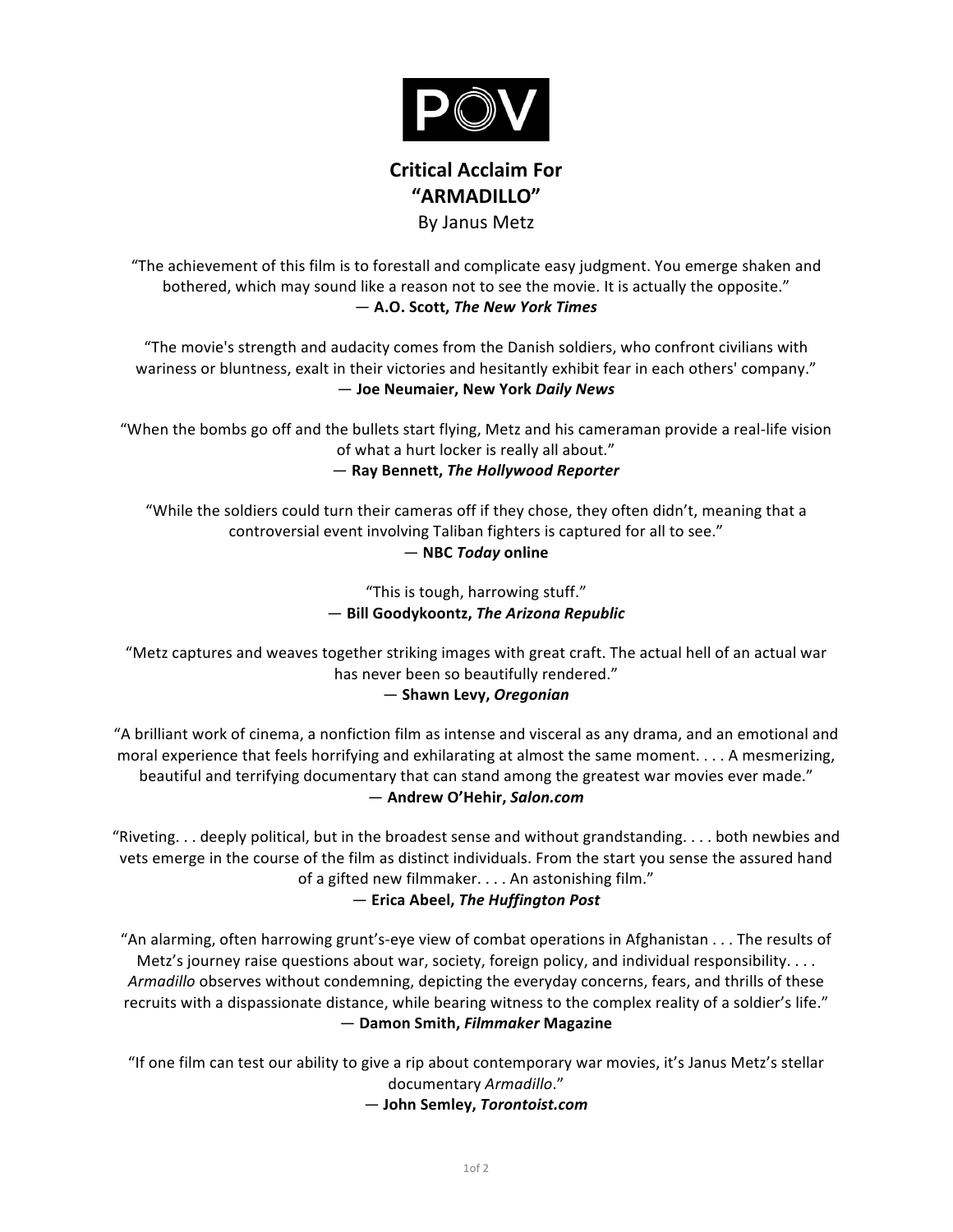POV

# Critical Acclaim For “ARMADILLO”

By Janus Metz

“The achievement of this film is to forestall and complicate easy judgment. You emerge shaken and bothered, which may sound like a reason not to see the movie. It is actually the opposite.”
— **A.O. Scott, *The New York Times***

“The movie's strength and audacity comes from the Danish soldiers, who confront civilians with wariness or bluntness, exalt in their victories and hesitantly exhibit fear in each others' company.”
— **Joe Neumaier, New York *Daily News***

“When the bombs go off and the bullets start flying, Metz and his cameraman provide a real-life vision of what a hurt locker is really all about.”
— **Ray Bennett, *The Hollywood Reporter***

“While the soldiers could turn their cameras off if they chose, they often didn’t, meaning that a controversial event involving Taliban fighters is captured for all to see.”
— **NBC *Today* online**

“This is tough, harrowing stuff.”
— **Bill Goodykoontz, *The Arizona Republic***

“Metz captures and weaves together striking images with great craft. The actual hell of an actual war has never been so beautifully rendered.”
— **Shawn Levy, *Oregonian***

“A brilliant work of cinema, a nonfiction film as intense and visceral as any drama, and an emotional and moral experience that feels horrifying and exhilarating at almost the same moment. . . . A mesmerizing, beautiful and terrifying documentary that can stand among the greatest war movies ever made.”
— **Andrew O’Hehir, *Salon.com***

“Riveting. . . deeply political, but in the broadest sense and without grandstanding. . . . both newbies and vets emerge in the course of the film as distinct individuals. From the start you sense the assured hand of a gifted new filmmaker. . . . An astonishing film.”
— **Erica Abeel, *The Huffington Post***

“An alarming, often harrowing grunt’s-eye view of combat operations in Afghanistan . . . The results of Metz’s journey raise questions about war, society, foreign policy, and individual responsibility. . . . *Armadillo* observes without condemning, depicting the everyday concerns, fears, and thrills of these recruits with a dispassionate distance, while bearing witness to the complex reality of a soldier’s life.”
— **Damon Smith, *Filmmaker* Magazine**

“If one film can test our ability to give a rip about contemporary war movies, it’s Janus Metz’s stellar documentary *Armadillo*.”
— **John Semley, *Torontoist.com***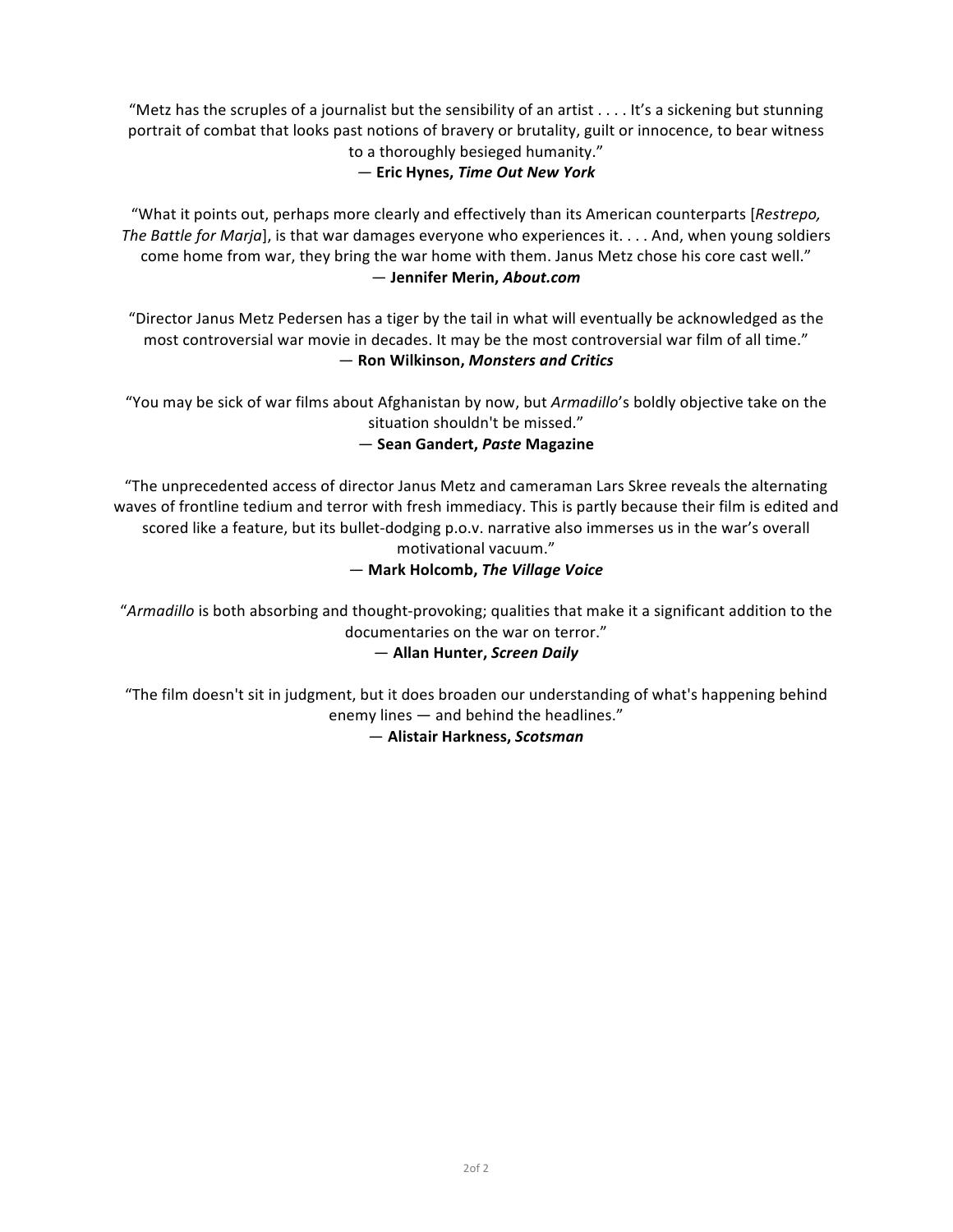"Metz has the scruples of a journalist but the sensibility of an artist . . . . It's a sickening but stunning portrait of combat that looks past notions of bravery or brutality, guilt or innocence, to bear witness to a thoroughly besieged humanity."
— **Eric Hynes, *Time Out New York***

"What it points out, perhaps more clearly and effectively than its American counterparts [*Restrepo, The Battle for Marja*], is that war damages everyone who experiences it. . . . And, when young soldiers come home from war, they bring the war home with them. Janus Metz chose his core cast well."
— **Jennifer Merin, *About.com***

"Director Janus Metz Pedersen has a tiger by the tail in what will eventually be acknowledged as the most controversial war movie in decades. It may be the most controversial war film of all time."
— **Ron Wilkinson, *Monsters and Critics***

"You may be sick of war films about Afghanistan by now, but *Armadillo*'s boldly objective take on the situation shouldn't be missed."
— **Sean Gandert, *Paste* Magazine**

"The unprecedented access of director Janus Metz and cameraman Lars Skree reveals the alternating waves of frontline tedium and terror with fresh immediacy. This is partly because their film is edited and scored like a feature, but its bullet-dodging p.o.v. narrative also immerses us in the war's overall motivational vacuum."
— **Mark Holcomb, *The Village Voice***

"*Armadillo* is both absorbing and thought-provoking; qualities that make it a significant addition to the documentaries on the war on terror."
— **Allan Hunter, *Screen Daily***

"The film doesn't sit in judgment, but it does broaden our understanding of what's happening behind enemy lines — and behind the headlines."
— **Alistair Harkness, *Scotsman***